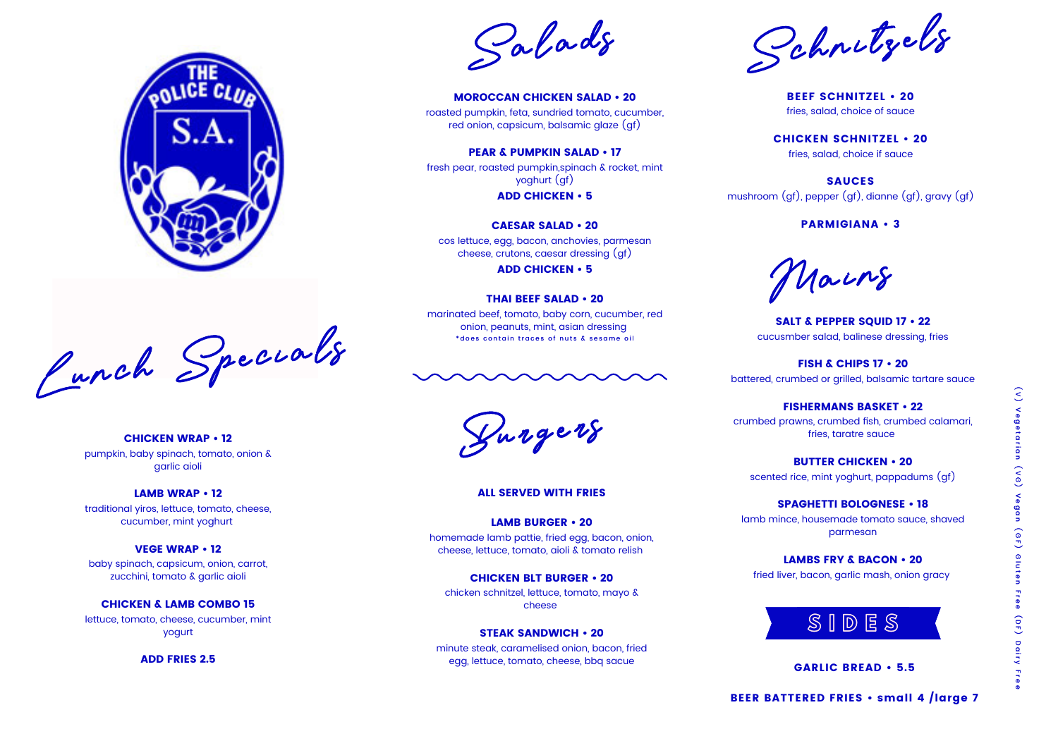THE POLICE CLUB S.A.

# Lunch Specials

**CHICKEN WRAP • 12**
pumpkin, baby spinach, tomato, onion & garlic aioli

**LAMB WRAP • 12**
traditional yiros, lettuce, tomato, cheese, cucumber, mint yoghurt

**VEGE WRAP • 12**
baby spinach, capsicum, onion, carrot, zucchini, tomato & garlic aioli

**CHICKEN & LAMB COMBO 15**
lettuce, tomato, cheese, cucumber, mint yogurt

**ADD FRIES 2.5**

# Salads

**MOROCCAN CHICKEN SALAD • 20**
roasted pumpkin, feta, sundried tomato, cucumber, red onion, capsicum, balsamic glaze (gf)

**PEAR & PUMPKIN SALAD • 17**
fresh pear, roasted pumpkin,spinach & rocket, mint yoghurt (gf)
**ADD CHICKEN • 5**

**CAESAR SALAD • 20**
cos lettuce, egg, bacon, anchovies, parmesan cheese, crutons, caesar dressing (gf)
**ADD CHICKEN • 5**

**THAI BEEF SALAD • 20**
marinated beef, tomato, baby corn, cucumber, red onion, peanuts, mint, asian dressing
*does contain traces of nuts & sesame oil

# Burgers

**ALL SERVED WITH FRIES**

**LAMB BURGER • 20**
homemade lamb pattie, fried egg, bacon, onion, cheese, lettuce, tomato, aioli & tomato relish

**CHICKEN BLT BURGER • 20**
chicken schnitzel, lettuce, tomato, mayo & cheese

**STEAK SANDWICH • 20**
minute steak, caramelised onion, bacon, fried egg, lettuce, tomato, cheese, bbq sacue

# Schnitzels

**BEEF SCHNITZEL • 20**
fries, salad, choice of sauce

**CHICKEN SCHNITZEL • 20**
fries, salad, choice if sauce

**SAUCES**
mushroom (gf), pepper (gf), dianne (gf), gravy (gf)

**PARMIGIANA • 3**

# Mains

**SALT & PEPPER SQUID 17 • 22**
cucusmber salad, balinese dressing, fries

**FISH & CHIPS 17 • 20**
battered, crumbed or grilled, balsamic tartare sauce

**FISHERMANS BASKET • 22**
crumbed prawns, crumbed fish, crumbed calamari, fries, taratre sauce

**BUTTER CHICKEN • 20**
scented rice, mint yoghurt, pappadums (gf)

**SPAGHETTI BOLOGNESE • 18**
lamb mince, housemade tomato sauce, shaved parmesan

**LAMBS FRY & BACON • 20**
fried liver, bacon, garlic mash, onion gracy

# SIDES

**GARLIC BREAD • 5.5**

**BEER BATTERED FRIES • small 4 /large 7**

(V) Vegetarian (VG) Vegan (GF) Gluten Free (DF) Dairy Free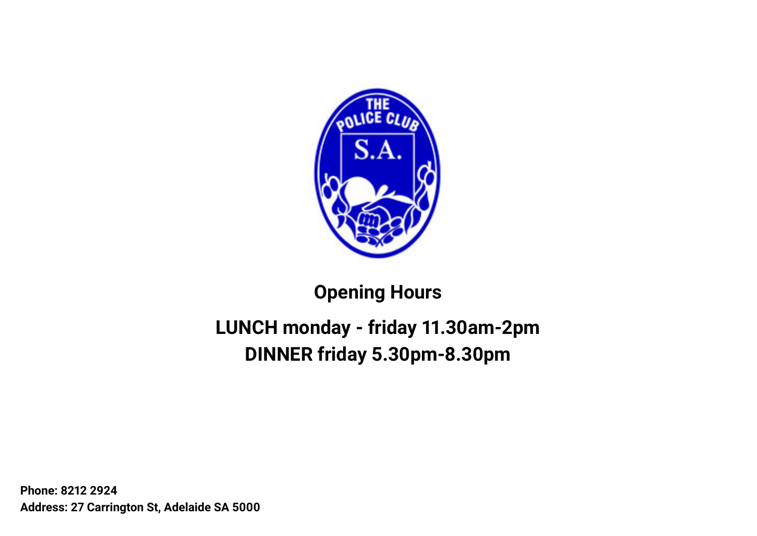## Opening Hours

**LUNCH monday - friday 11.30am-2pm**
**DINNER friday 5.30pm-8.30pm**

**Phone: 8212 2924**
**Address: 27 Carrington St, Adelaide SA 5000**